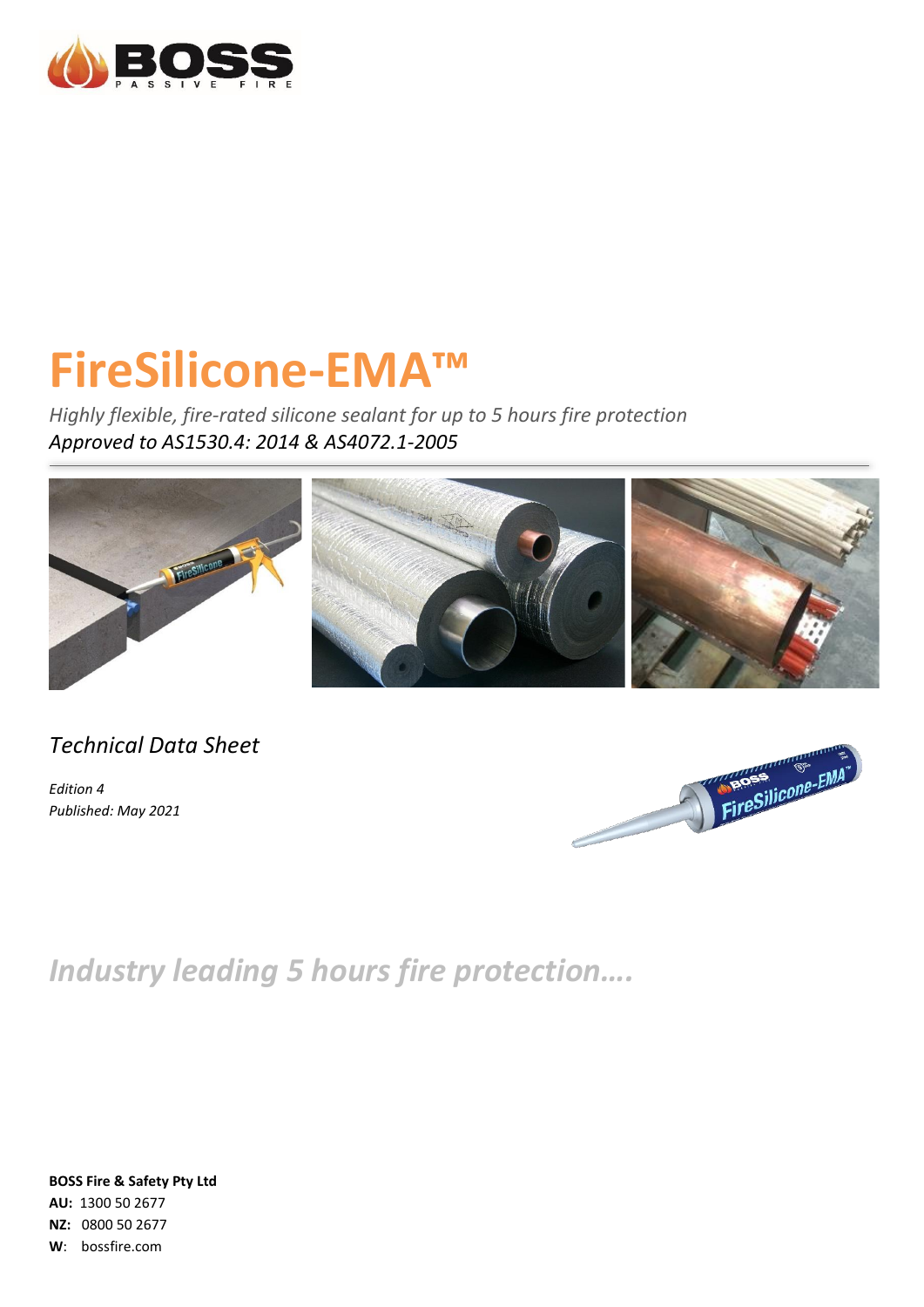# FireSilicone-EMA™

*Highly flexible, fire-rated silicone sealant for up to 5 hours fire protection*

*Approved to AS1530.4: 2014 & AS4072.1-2005*

---

*Technical Data Sheet*

*Edition 4*
*Published: May 2021*

## *Industry leading 5 hours fire protection….*

**BOSS Fire & Safety Pty Ltd**
**AU:** 1300 50 2677
**NZ:** 0800 50 2677
**W**: bossfire.com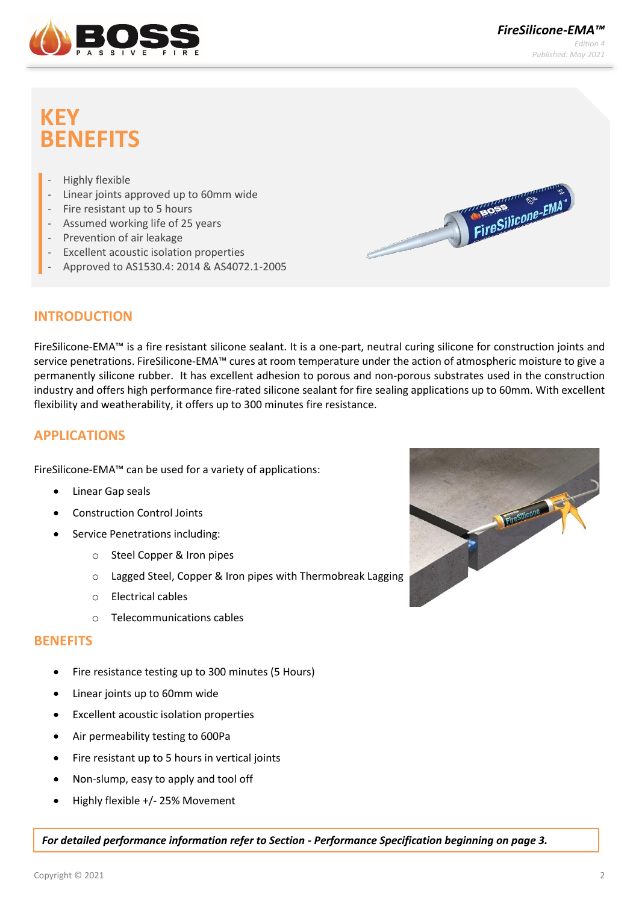# KEY BENEFITS

- Highly flexible
- Linear joints approved up to 60mm wide
- Fire resistant up to 5 hours
- Assumed working life of 25 years
- Prevention of air leakage
- Excellent acoustic isolation properties
- Approved to AS1530.4: 2014 & AS4072.1-2005

## INTRODUCTION

FireSilicone-EMA™ is a fire resistant silicone sealant. It is a one-part, neutral curing silicone for construction joints and service penetrations. FireSilicone-EMA™ cures at room temperature under the action of atmospheric moisture to give a permanently silicone rubber. It has excellent adhesion to porous and non-porous substrates used in the construction industry and offers high performance fire-rated silicone sealant for fire sealing applications up to 60mm. With excellent flexibility and weatherability, it offers up to 300 minutes fire resistance.

## APPLICATIONS

FireSilicone-EMA™ can be used for a variety of applications:

- Linear Gap seals
- Construction Control Joints
- Service Penetrations including:
  - Steel Copper & Iron pipes
  - Lagged Steel, Copper & Iron pipes with Thermobreak Lagging
  - Electrical cables
  - Telecommunications cables

## BENEFITS

- Fire resistance testing up to 300 minutes (5 Hours)
- Linear joints up to 60mm wide
- Excellent acoustic isolation properties
- Air permeability testing to 600Pa
- Fire resistant up to 5 hours in vertical joints
- Non-slump, easy to apply and tool off
- Highly flexible +/- 25% Movement

***For detailed performance information refer to Section - Performance Specification beginning on page 3.***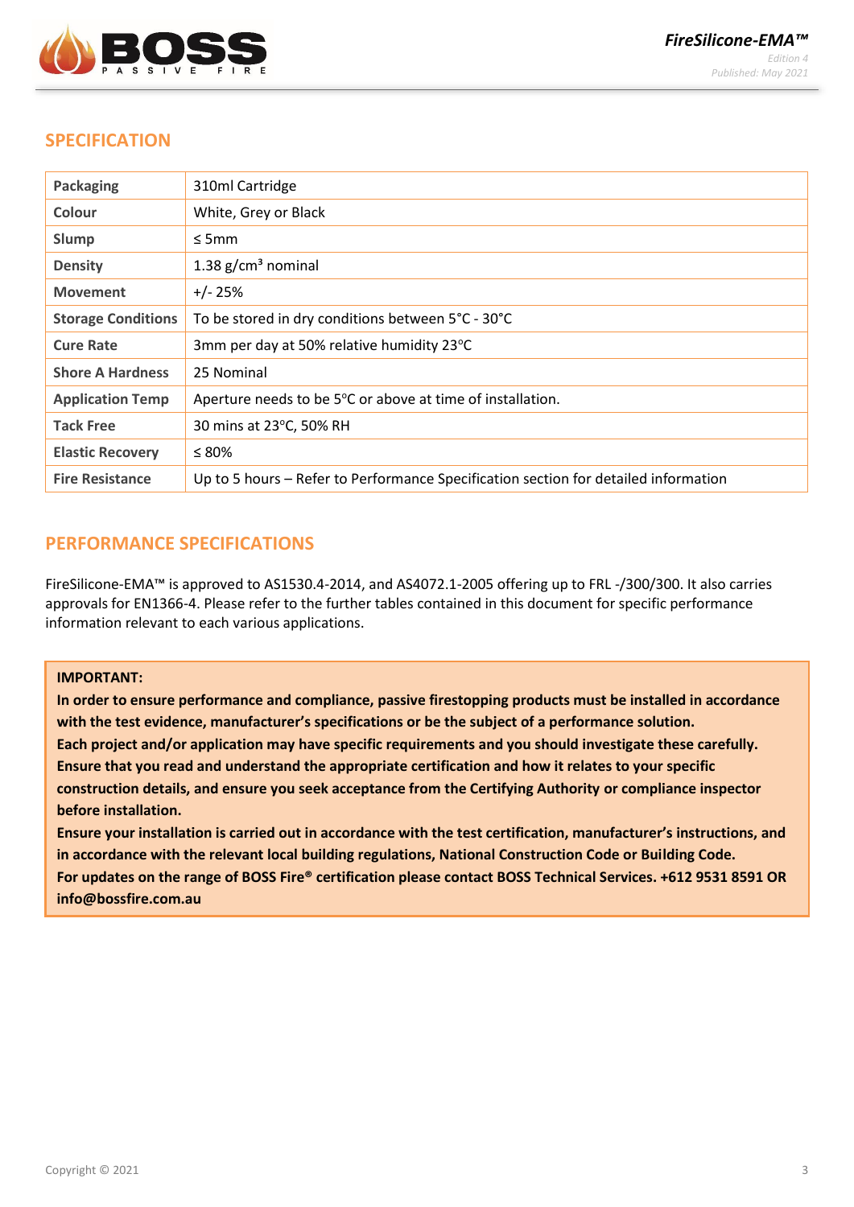## SPECIFICATION

| | |
|---|---|
| **Packaging** | 310ml Cartridge |
| **Colour** | White, Grey or Black |
| **Slump** | ≤ 5mm |
| **Density** | 1.38 g/cm³ nominal |
| **Movement** | +/- 25% |
| **Storage Conditions** | To be stored in dry conditions between 5°C - 30°C |
| **Cure Rate** | 3mm per day at 50% relative humidity 23°C |
| **Shore A Hardness** | 25 Nominal |
| **Application Temp** | Aperture needs to be 5°C or above at time of installation. |
| **Tack Free** | 30 mins at 23°C, 50% RH |
| **Elastic Recovery** | ≤ 80% |
| **Fire Resistance** | Up to 5 hours – Refer to Performance Specification section for detailed information |

## PERFORMANCE SPECIFICATIONS

FireSilicone-EMA™ is approved to AS1530.4-2014, and AS4072.1-2005 offering up to FRL -/300/300. It also carries approvals for EN1366-4. Please refer to the further tables contained in this document for specific performance information relevant to each various applications.

**IMPORTANT:**
**In order to ensure performance and compliance, passive firestopping products must be installed in accordance with the test evidence, manufacturer's specifications or be the subject of a performance solution.**
**Each project and/or application may have specific requirements and you should investigate these carefully. Ensure that you read and understand the appropriate certification and how it relates to your specific construction details, and ensure you seek acceptance from the Certifying Authority or compliance inspector before installation.**
**Ensure your installation is carried out in accordance with the test certification, manufacturer's instructions, and in accordance with the relevant local building regulations, National Construction Code or Building Code.**
**For updates on the range of BOSS Fire® certification please contact BOSS Technical Services. +612 9531 8591 OR info@bossfire.com.au**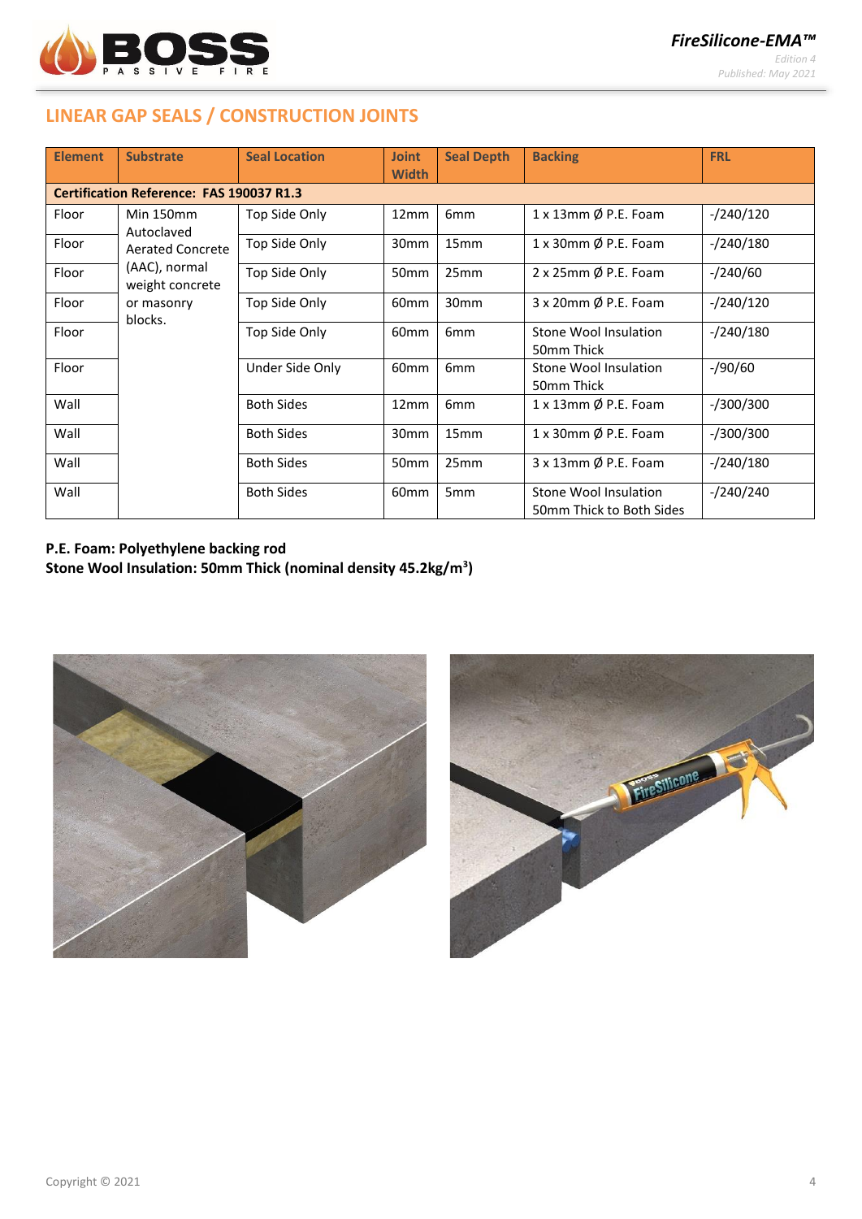## LINEAR GAP SEALS / CONSTRUCTION JOINTS

| Element | Substrate | Seal Location | Joint Width | Seal Depth | Backing | FRL |
|---|---|---|---|---|---|---|
| **Certification Reference: FAS 190037 R1.3** | | | | | | |
| Floor | Min 150mm Autoclaved Aerated Concrete (AAC), normal weight concrete or masonry blocks. | Top Side Only | 12mm | 6mm | 1 x 13mm Ø P.E. Foam | -/240/120 |
| Floor | | Top Side Only | 30mm | 15mm | 1 x 30mm Ø P.E. Foam | -/240/180 |
| Floor | | Top Side Only | 50mm | 25mm | 2 x 25mm Ø P.E. Foam | -/240/60 |
| Floor | | Top Side Only | 60mm | 30mm | 3 x 20mm Ø P.E. Foam | -/240/120 |
| Floor | | Top Side Only | 60mm | 6mm | Stone Wool Insulation 50mm Thick | -/240/180 |
| Floor | | Under Side Only | 60mm | 6mm | Stone Wool Insulation 50mm Thick | -/90/60 |
| Wall | | Both Sides | 12mm | 6mm | 1 x 13mm Ø P.E. Foam | -/300/300 |
| Wall | | Both Sides | 30mm | 15mm | 1 x 30mm Ø P.E. Foam | -/300/300 |
| Wall | | Both Sides | 50mm | 25mm | 3 x 13mm Ø P.E. Foam | -/240/180 |
| Wall | | Both Sides | 60mm | 5mm | Stone Wool Insulation 50mm Thick to Both Sides | -/240/240 |

**P.E. Foam: Polyethylene backing rod**
**Stone Wool Insulation: 50mm Thick (nominal density 45.2kg/m³)**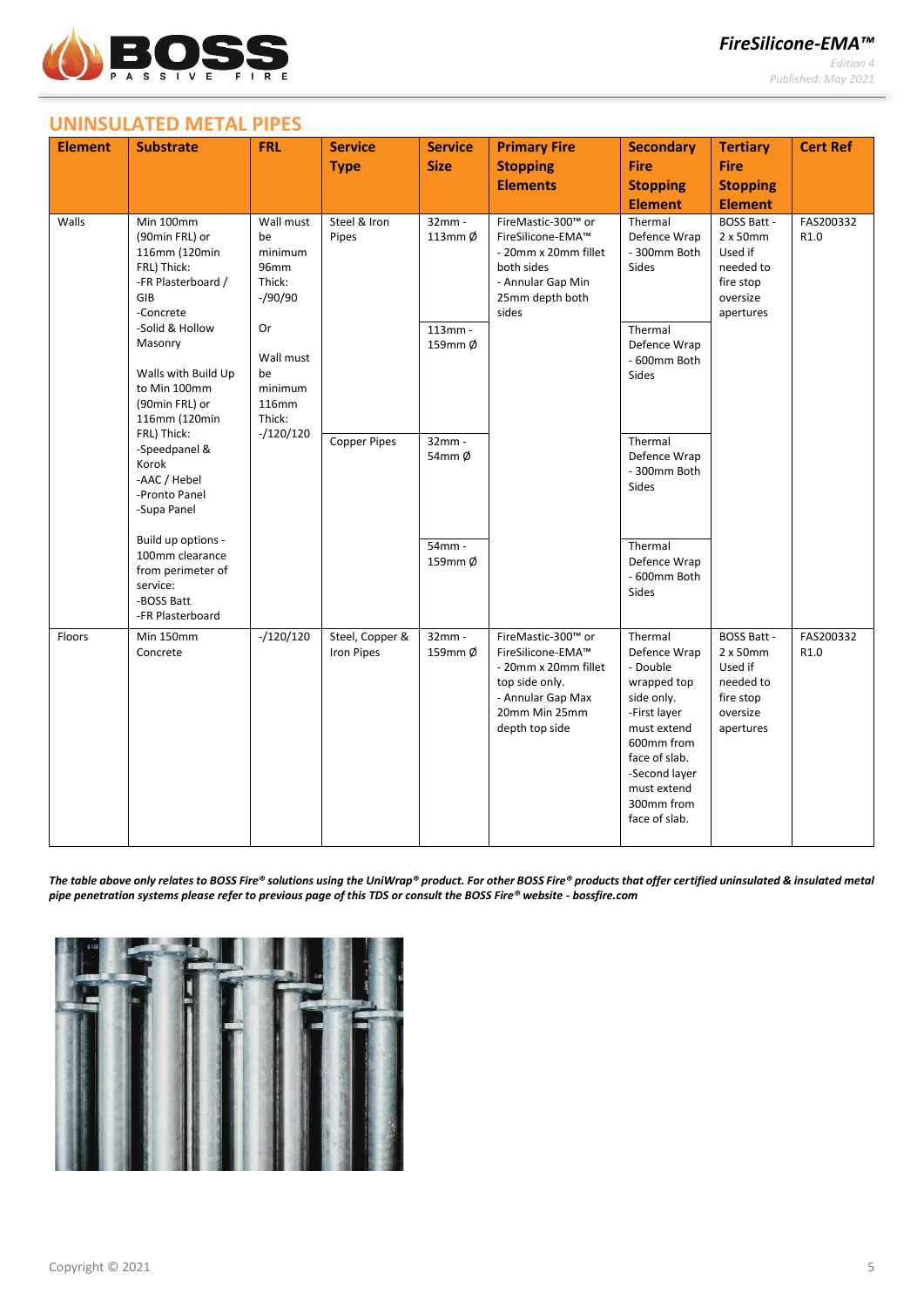## UNINSULATED METAL PIPES

| Element | Substrate | FRL | Service Type | Service Size | Primary Fire Stopping Elements | Secondary Fire Stopping Element | Tertiary Fire Stopping Element | Cert Ref |
|---|---|---|---|---|---|---|---|---|
| Walls | Min 100mm (90min FRL) or 116mm (120min FRL) Thick: -FR Plasterboard / GIB -Concrete -Solid & Hollow Masonry<br><br>Walls with Build Up to Min 100mm (90min FRL) or 116mm (120min FRL) Thick: -Speedpanel & Korok -AAC / Hebel -Pronto Panel -Supa Panel<br><br>Build up options - 100mm clearance from perimeter of service: -BOSS Batt -FR Plasterboard | Wall must be minimum 96mm Thick: -/90/90<br><br>Or<br><br>Wall must be minimum 116mm Thick: -/120/120 | Steel & Iron Pipes | 32mm - 113mm Ø | FireMastic-300™ or FireSilicone-EMA™ - 20mm x 20mm fillet both sides - Annular Gap Min 25mm depth both sides | Thermal Defence Wrap - 300mm Both Sides | BOSS Batt - 2 x 50mm Used if needed to fire stop oversize apertures | FAS200332 R1.0 |
| | | | | 113mm - 159mm Ø | | Thermal Defence Wrap - 600mm Both Sides | | |
| | | | Copper Pipes | 32mm - 54mm Ø | | Thermal Defence Wrap - 300mm Both Sides | | |
| | | | | 54mm - 159mm Ø | | Thermal Defence Wrap - 600mm Both Sides | | |
| Floors | Min 150mm Concrete | -/120/120 | Steel, Copper & Iron Pipes | 32mm - 159mm Ø | FireMastic-300™ or FireSilicone-EMA™ - 20mm x 20mm fillet top side only. - Annular Gap Max 20mm Min 25mm depth top side | Thermal Defence Wrap - Double wrapped top side only. -First layer must extend 600mm from face of slab. -Second layer must extend 300mm from face of slab. | BOSS Batt - 2 x 50mm Used if needed to fire stop oversize apertures | FAS200332 R1.0 |

***The table above only relates to BOSS Fire® solutions using the UniWrap® product. For other BOSS Fire® products that offer certified uninsulated & insulated metal pipe penetration systems please refer to previous page of this TDS or consult the BOSS Fire® website - bossfire.com***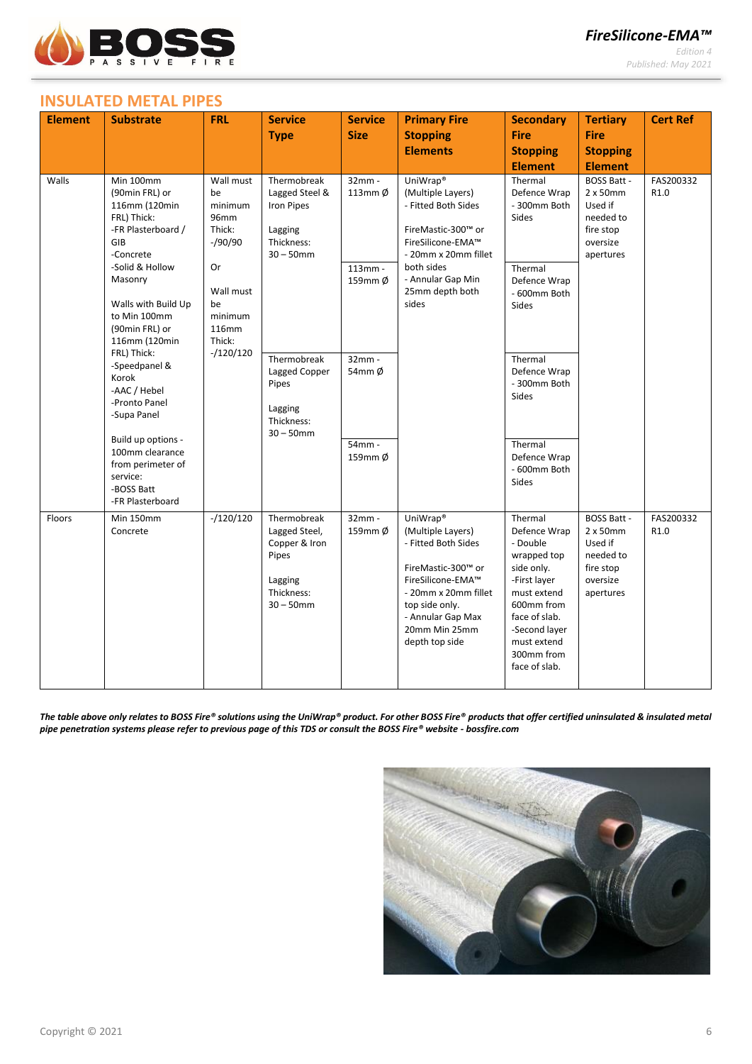## INSULATED METAL PIPES

| Element | Substrate | FRL | Service Type | Service Size | Primary Fire Stopping Elements | Secondary Fire Stopping Element | Tertiary Fire Stopping Element | Cert Ref |
|---|---|---|---|---|---|---|---|---|
| Walls | Min 100mm (90min FRL) or 116mm (120min FRL) Thick:<br>-FR Plasterboard / GIB<br>-Concrete<br>-Solid & Hollow Masonry<br><br>Walls with Build Up to Min 100mm (90min FRL) or 116mm (120min FRL) Thick:<br>-Speedpanel & Korok<br>-AAC / Hebel<br>-Pronto Panel<br>-Supa Panel<br><br>Build up options - 100mm clearance from perimeter of service:<br>-BOSS Batt<br>-FR Plasterboard | Wall must be minimum 96mm Thick:<br>-/90/90<br><br>Or<br><br>Wall must be minimum 116mm Thick:<br>-/120/120 | Thermobreak Lagged Steel & Iron Pipes<br><br>Lagging Thickness:<br>30 – 50mm | 32mm - 113mm Ø | UniWrap® (Multiple Layers)<br>- Fitted Both Sides<br><br>FireMastic-300™ or FireSilicone-EMA™<br>- 20mm x 20mm fillet both sides<br>- Annular Gap Min 25mm depth both sides | Thermal Defence Wrap - 300mm Both Sides | BOSS Batt - 2 x 50mm Used if needed to fire stop oversize apertures | FAS200332 R1.0 |
| | | | | 113mm - 159mm Ø | | Thermal Defence Wrap - 600mm Both Sides | | |
| | | | Thermobreak Lagged Copper Pipes<br><br>Lagging Thickness:<br>30 – 50mm | 32mm - 54mm Ø | | Thermal Defence Wrap - 300mm Both Sides | | |
| | | | | 54mm - 159mm Ø | | Thermal Defence Wrap - 600mm Both Sides | | |
| Floors | Min 150mm Concrete | -/120/120 | Thermobreak Lagged Steel, Copper & Iron Pipes<br><br>Lagging Thickness:<br>30 – 50mm | 32mm - 159mm Ø | UniWrap® (Multiple Layers)<br>- Fitted Both Sides<br><br>FireMastic-300™ or FireSilicone-EMA™<br>- 20mm x 20mm fillet top side only.<br>- Annular Gap Max 20mm Min 25mm depth top side | Thermal Defence Wrap - Double wrapped top side only.<br>-First layer must extend 600mm from face of slab.<br>-Second layer must extend 300mm from face of slab. | BOSS Batt - 2 x 50mm Used if needed to fire stop oversize apertures | FAS200332 R1.0 |

***The table above only relates to BOSS Fire® solutions using the UniWrap® product. For other BOSS Fire® products that offer certified uninsulated & insulated metal pipe penetration systems please refer to previous page of this TDS or consult the BOSS Fire® website - bossfire.com***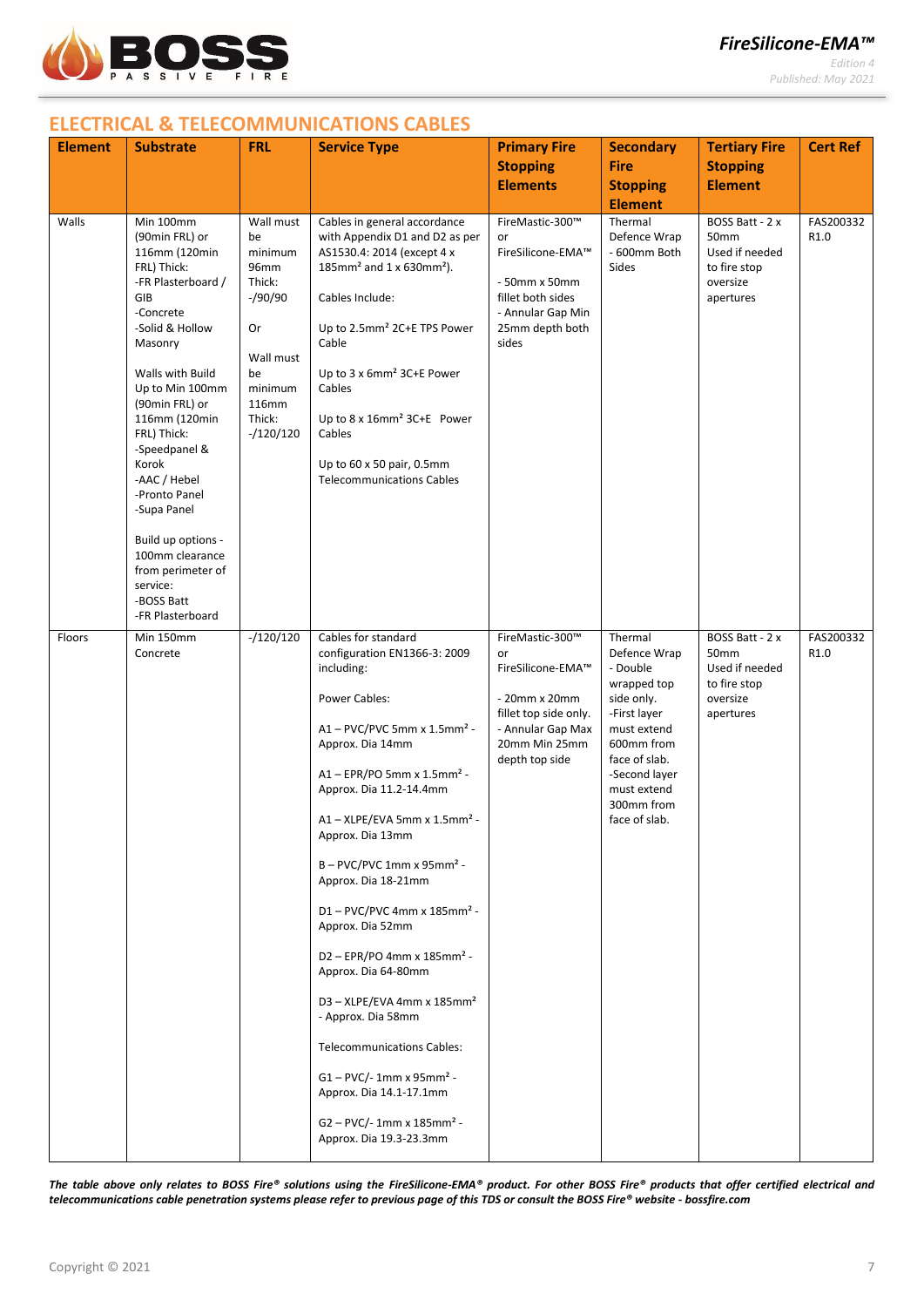## ELECTRICAL & TELECOMMUNICATIONS CABLES

| Element | Substrate | FRL | Service Type | Primary Fire Stopping Elements | Secondary Fire Stopping Element | Tertiary Fire Stopping Element | Cert Ref |
|---|---|---|---|---|---|---|---|
| Walls | Min 100mm (90min FRL) or 116mm (120min FRL) Thick:<br>-FR Plasterboard / GIB<br>-Concrete<br>-Solid & Hollow Masonry<br><br>Walls with Build Up to Min 100mm (90min FRL) or 116mm (120min FRL) Thick:<br>-Speedpanel & Korok<br>-AAC / Hebel<br>-Pronto Panel<br>-Supa Panel<br><br>Build up options - 100mm clearance from perimeter of service:<br>-BOSS Batt<br>-FR Plasterboard | Wall must be minimum 96mm Thick:<br>-/90/90<br><br>Or<br><br>Wall must be minimum 116mm Thick:<br>-/120/120 | Cables in general accordance with Appendix D1 and D2 as per AS1530.4: 2014 (except 4 x 185mm² and 1 x 630mm²).<br><br>Cables Include:<br><br>Up to 2.5mm² 2C+E TPS Power Cable<br><br>Up to 3 x 6mm² 3C+E Power Cables<br><br>Up to 8 x 16mm² 3C+E Power Cables<br><br>Up to 60 x 50 pair, 0.5mm Telecommunications Cables | FireMastic-300™ or FireSilicone-EMA™<br><br>- 50mm x 50mm fillet both sides<br>- Annular Gap Min 25mm depth both sides | Thermal Defence Wrap - 600mm Both Sides | BOSS Batt - 2 x 50mm Used if needed to fire stop oversize apertures | FAS200332 R1.0 |
| Floors | Min 150mm Concrete | -/120/120 | Cables for standard configuration EN1366-3: 2009 including:<br><br>Power Cables:<br><br>A1 – PVC/PVC 5mm x 1.5mm² - Approx. Dia 14mm<br><br>A1 – EPR/PO 5mm x 1.5mm² - Approx. Dia 11.2-14.4mm<br><br>A1 – XLPE/EVA 5mm x 1.5mm² - Approx. Dia 13mm<br><br>B – PVC/PVC 1mm x 95mm² - Approx. Dia 18-21mm<br><br>D1 – PVC/PVC 4mm x 185mm² - Approx. Dia 52mm<br><br>D2 – EPR/PO 4mm x 185mm² - Approx. Dia 64-80mm<br><br>D3 – XLPE/EVA 4mm x 185mm² - Approx. Dia 58mm<br><br>Telecommunications Cables:<br><br>G1 – PVC/- 1mm x 95mm² - Approx. Dia 14.1-17.1mm<br><br>G2 – PVC/- 1mm x 185mm² - Approx. Dia 19.3-23.3mm | FireMastic-300™ or FireSilicone-EMA™<br><br>- 20mm x 20mm fillet top side only.<br>- Annular Gap Max 20mm Min 25mm depth top side | Thermal Defence Wrap - Double wrapped top side only.<br>-First layer must extend 600mm from face of slab.<br>-Second layer must extend 300mm from face of slab. | BOSS Batt - 2 x 50mm Used if needed to fire stop oversize apertures | FAS200332 R1.0 |

***The table above only relates to BOSS Fire® solutions using the FireSilicone-EMA® product. For other BOSS Fire® products that offer certified electrical and telecommunications cable penetration systems please refer to previous page of this TDS or consult the BOSS Fire® website - bossfire.com***

Copyright © 2021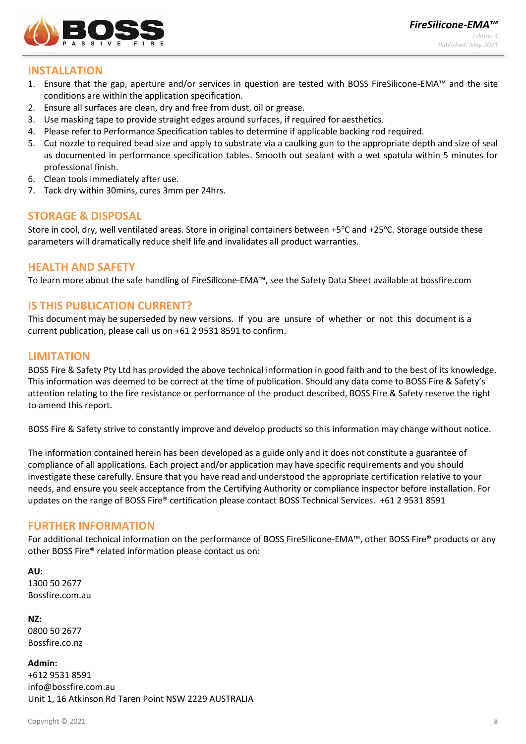## INSTALLATION

1. Ensure that the gap, aperture and/or services in question are tested with BOSS FireSilicone-EMA™ and the site conditions are within the application specification.
2. Ensure all surfaces are clean, dry and free from dust, oil or grease.
3. Use masking tape to provide straight edges around surfaces, if required for aesthetics.
4. Please refer to Performance Specification tables to determine if applicable backing rod required.
5. Cut nozzle to required bead size and apply to substrate via a caulking gun to the appropriate depth and size of seal as documented in performance specification tables. Smooth out sealant with a wet spatula within 5 minutes for professional finish.
6. Clean tools immediately after use.
7. Tack dry within 30mins, cures 3mm per 24hrs.

## STORAGE & DISPOSAL

Store in cool, dry, well ventilated areas. Store in original containers between +5°C and +25°C. Storage outside these parameters will dramatically reduce shelf life and invalidates all product warranties.

## HEALTH AND SAFETY

To learn more about the safe handling of FireSilicone-EMA™, see the Safety Data Sheet available at bossfire.com

## IS THIS PUBLICATION CURRENT?

This document may be superseded by new versions. If you are unsure of whether or not this document is a current publication, please call us on +61 2 9531 8591 to confirm.

## LIMITATION

BOSS Fire & Safety Pty Ltd has provided the above technical information in good faith and to the best of its knowledge. This information was deemed to be correct at the time of publication. Should any data come to BOSS Fire & Safety's attention relating to the fire resistance or performance of the product described, BOSS Fire & Safety reserve the right to amend this report.

BOSS Fire & Safety strive to constantly improve and develop products so this information may change without notice.

The information contained herein has been developed as a guide only and it does not constitute a guarantee of compliance of all applications. Each project and/or application may have specific requirements and you should investigate these carefully. Ensure that you have read and understood the appropriate certification relative to your needs, and ensure you seek acceptance from the Certifying Authority or compliance inspector before installation. For updates on the range of BOSS Fire® certification please contact BOSS Technical Services. +61 2 9531 8591

## FURTHER INFORMATION

For additional technical information on the performance of BOSS FireSilicone-EMA™, other BOSS Fire® products or any other BOSS Fire® related information please contact us on:

**AU:**
1300 50 2677
Bossfire.com.au

**NZ:**
0800 50 2677
Bossfire.co.nz

**Admin:**
+612 9531 8591
info@bossfire.com.au
Unit 1, 16 Atkinson Rd Taren Point NSW 2229 AUSTRALIA

Copyright © 2021